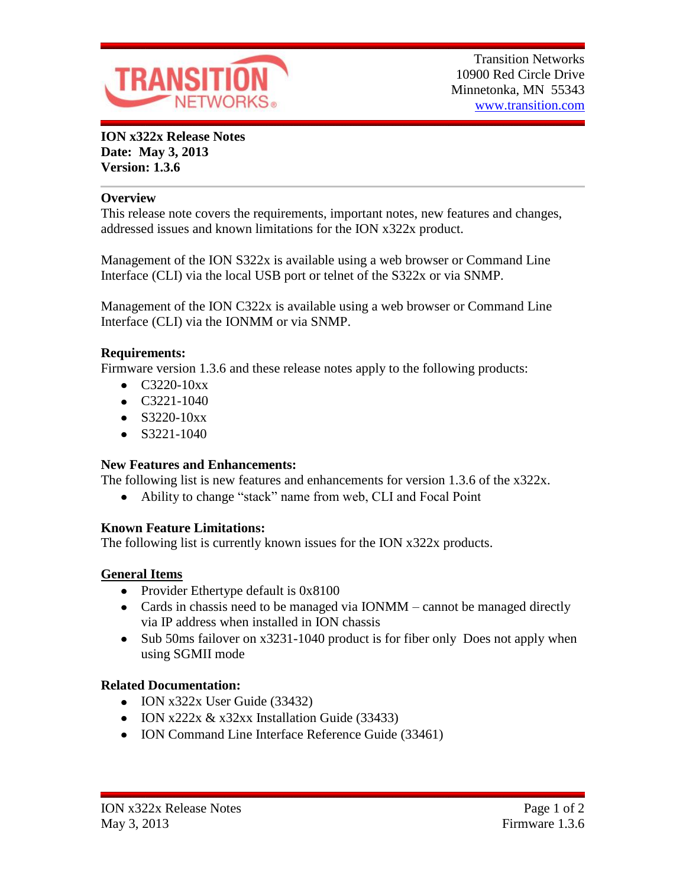Transition Networks
10900 Red Circle Drive
Minnetonka, MN 55343
www.transition.com

**ION x322x Release Notes**
**Date: May 3, 2013**
**Version: 1.3.6**

## Overview

This release note covers the requirements, important notes, new features and changes, addressed issues and known limitations for the ION x322x product.

Management of the ION S322x is available using a web browser or Command Line Interface (CLI) via the local USB port or telnet of the S322x or via SNMP.

Management of the ION C322x is available using a web browser or Command Line Interface (CLI) via the IONMM or via SNMP.

## Requirements:

Firmware version 1.3.6 and these release notes apply to the following products:

- C3220-10xx
- C3221-1040
- S3220-10xx
- S3221-1040

## New Features and Enhancements:

The following list is new features and enhancements for version 1.3.6 of the x322x.

- Ability to change "stack" name from web, CLI and Focal Point

## Known Feature Limitations:

The following list is currently known issues for the ION x322x products.

### General Items

- Provider Ethertype default is 0x8100
- Cards in chassis need to be managed via IONMM – cannot be managed directly via IP address when installed in ION chassis
- Sub 50ms failover on x3231-1040 product is for fiber only  Does not apply when using SGMII mode

## Related Documentation:

- ION x322x User Guide (33432)
- ION x222x & x32xx Installation Guide (33433)
- ION Command Line Interface Reference Guide (33461)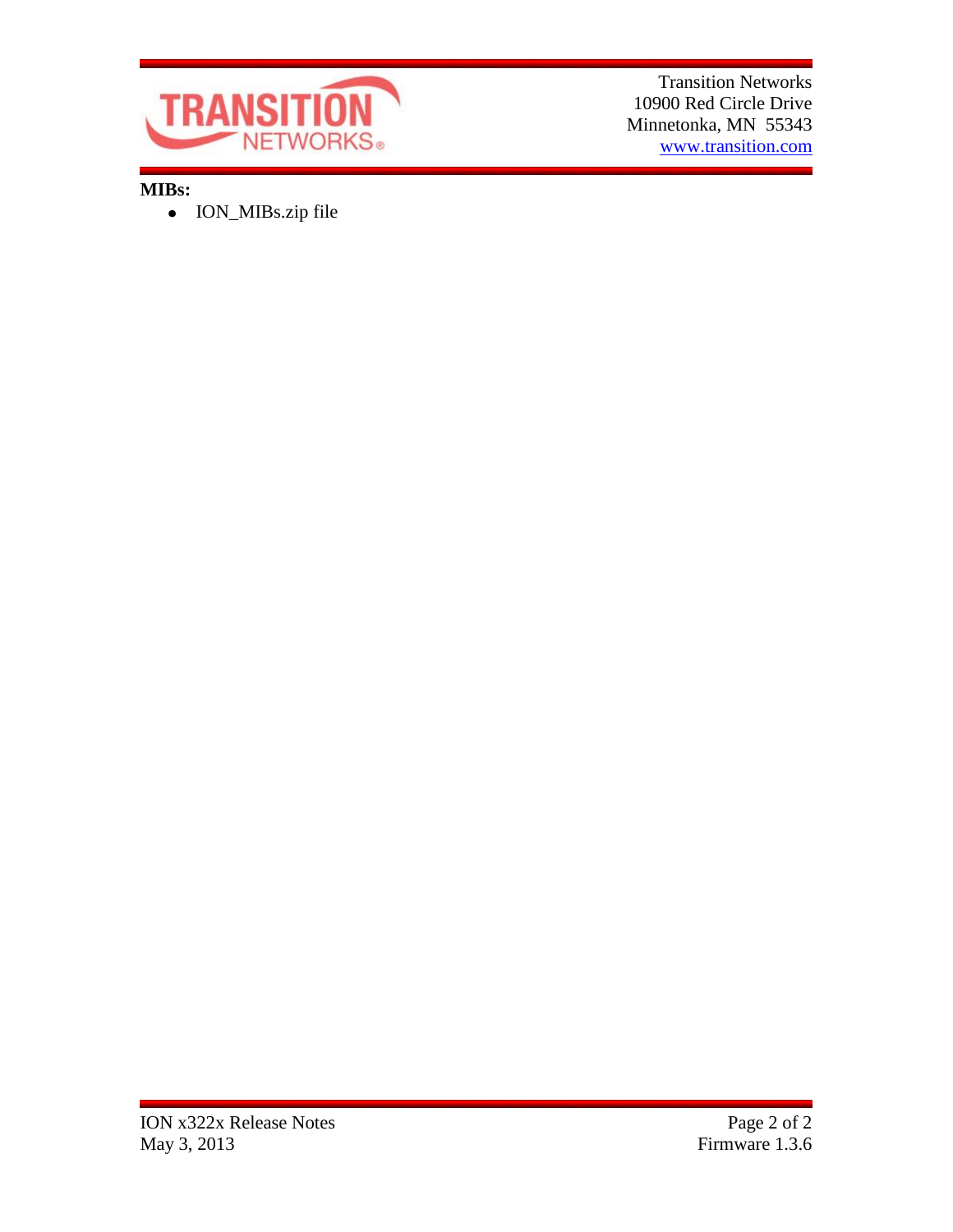**MIBs:**

- ION_MIBs.zip file